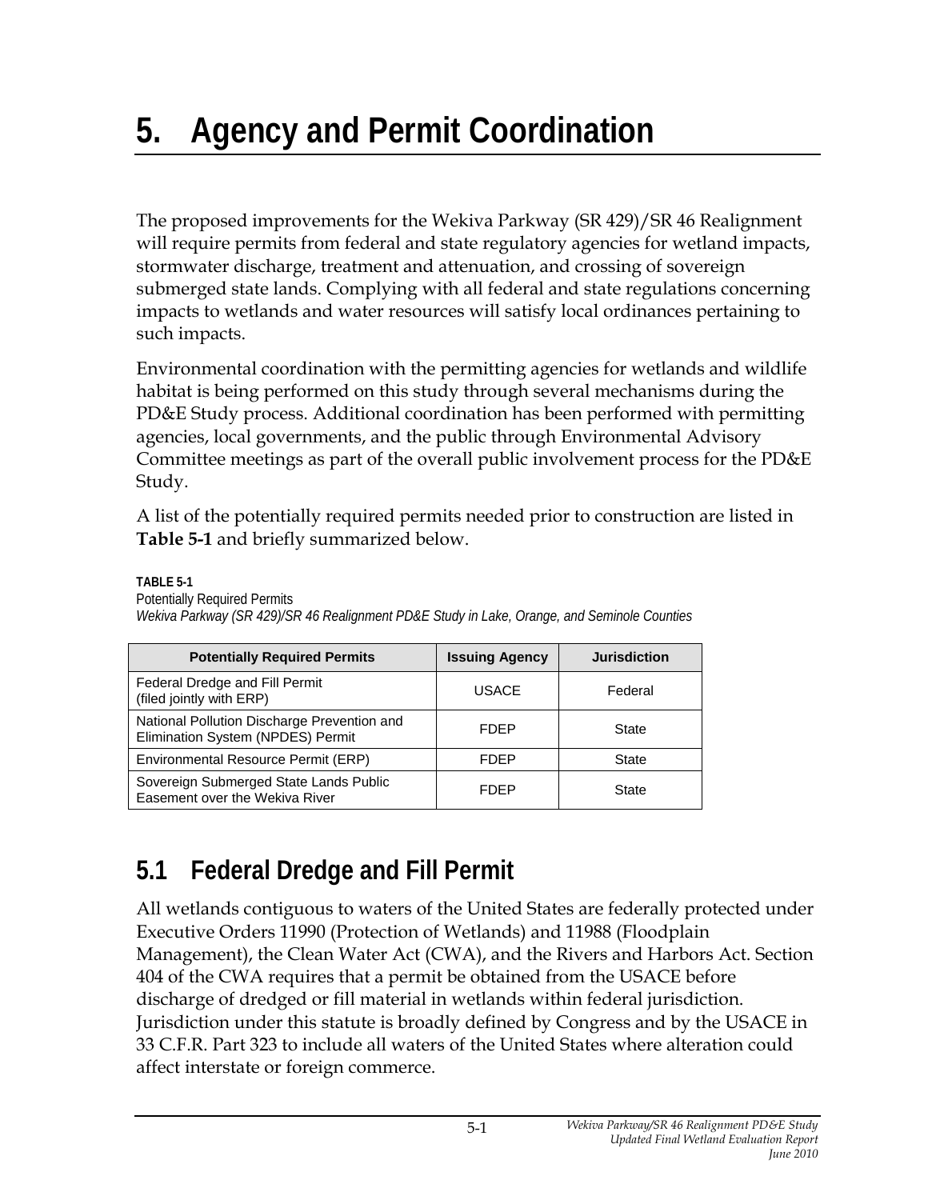# 5. Agency and Permit Coordination

The proposed improvements for the Wekiva Parkway (SR 429)/SR 46 Realignment will require permits from federal and state regulatory agencies for wetland impacts, stormwater discharge, treatment and attenuation, and crossing of sovereign submerged state lands. Complying with all federal and state regulations concerning impacts to wetlands and water resources will satisfy local ordinances pertaining to such impacts.

Environmental coordination with the permitting agencies for wetlands and wildlife habitat is being performed on this study through several mechanisms during the PD&E Study process. Additional coordination has been performed with permitting agencies, local governments, and the public through Environmental Advisory Committee meetings as part of the overall public involvement process for the PD&E Study.

A list of the potentially required permits needed prior to construction are listed in **Table 5-1** and briefly summarized below.

**TABLE 5-1**
Potentially Required Permits
*Wekiva Parkway (SR 429)/SR 46 Realignment PD&E Study in Lake, Orange, and Seminole Counties*

| Potentially Required Permits | Issuing Agency | Jurisdiction |
|---|---|---|
| Federal Dredge and Fill Permit (filed jointly with ERP) | USACE | Federal |
| National Pollution Discharge Prevention and Elimination System (NPDES) Permit | FDEP | State |
| Environmental Resource Permit (ERP) | FDEP | State |
| Sovereign Submerged State Lands Public Easement over the Wekiva River | FDEP | State |

## 5.1 Federal Dredge and Fill Permit

All wetlands contiguous to waters of the United States are federally protected under Executive Orders 11990 (Protection of Wetlands) and 11988 (Floodplain Management), the Clean Water Act (CWA), and the Rivers and Harbors Act. Section 404 of the CWA requires that a permit be obtained from the USACE before discharge of dredged or fill material in wetlands within federal jurisdiction. Jurisdiction under this statute is broadly defined by Congress and by the USACE in 33 C.F.R. Part 323 to include all waters of the United States where alteration could affect interstate or foreign commerce.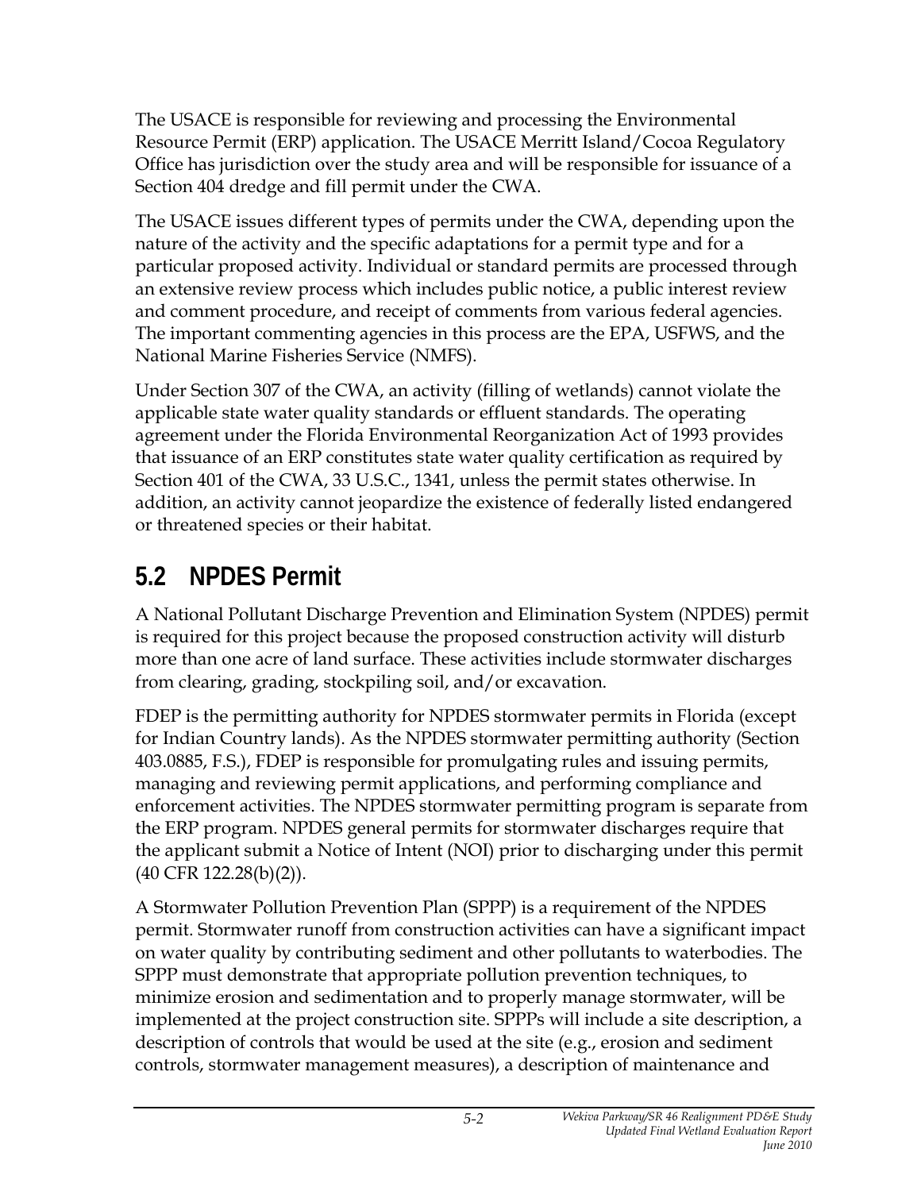The USACE is responsible for reviewing and processing the Environmental Resource Permit (ERP) application. The USACE Merritt Island/Cocoa Regulatory Office has jurisdiction over the study area and will be responsible for issuance of a Section 404 dredge and fill permit under the CWA.

The USACE issues different types of permits under the CWA, depending upon the nature of the activity and the specific adaptations for a permit type and for a particular proposed activity. Individual or standard permits are processed through an extensive review process which includes public notice, a public interest review and comment procedure, and receipt of comments from various federal agencies. The important commenting agencies in this process are the EPA, USFWS, and the National Marine Fisheries Service (NMFS).

Under Section 307 of the CWA, an activity (filling of wetlands) cannot violate the applicable state water quality standards or effluent standards. The operating agreement under the Florida Environmental Reorganization Act of 1993 provides that issuance of an ERP constitutes state water quality certification as required by Section 401 of the CWA, 33 U.S.C., 1341, unless the permit states otherwise. In addition, an activity cannot jeopardize the existence of federally listed endangered or threatened species or their habitat.

## 5.2 NPDES Permit

A National Pollutant Discharge Prevention and Elimination System (NPDES) permit is required for this project because the proposed construction activity will disturb more than one acre of land surface. These activities include stormwater discharges from clearing, grading, stockpiling soil, and/or excavation.

FDEP is the permitting authority for NPDES stormwater permits in Florida (except for Indian Country lands). As the NPDES stormwater permitting authority (Section 403.0885, F.S.), FDEP is responsible for promulgating rules and issuing permits, managing and reviewing permit applications, and performing compliance and enforcement activities. The NPDES stormwater permitting program is separate from the ERP program. NPDES general permits for stormwater discharges require that the applicant submit a Notice of Intent (NOI) prior to discharging under this permit (40 CFR 122.28(b)(2)).

A Stormwater Pollution Prevention Plan (SPPP) is a requirement of the NPDES permit. Stormwater runoff from construction activities can have a significant impact on water quality by contributing sediment and other pollutants to waterbodies. The SPPP must demonstrate that appropriate pollution prevention techniques, to minimize erosion and sedimentation and to properly manage stormwater, will be implemented at the project construction site. SPPPs will include a site description, a description of controls that would be used at the site (e.g., erosion and sediment controls, stormwater management measures), a description of maintenance and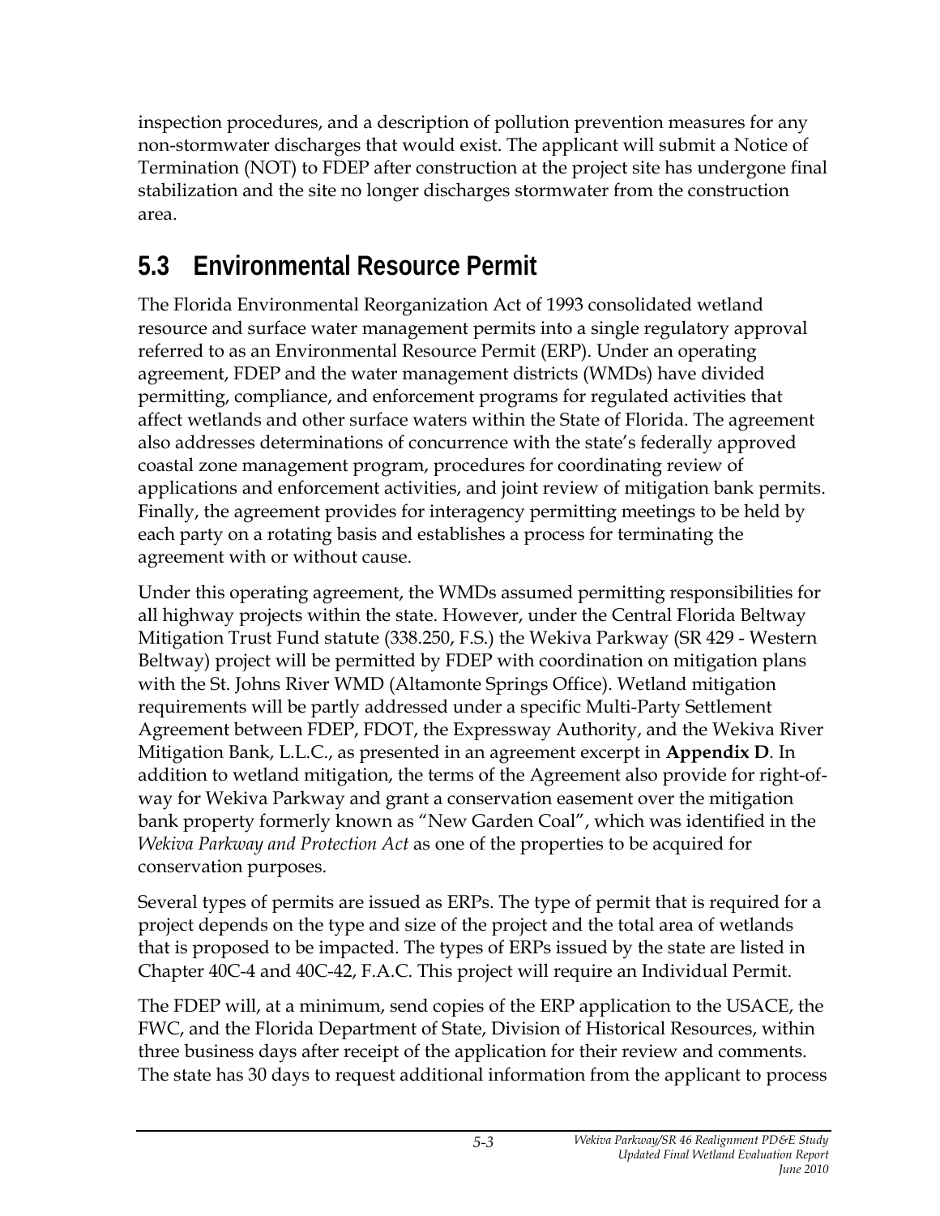inspection procedures, and a description of pollution prevention measures for any non-stormwater discharges that would exist. The applicant will submit a Notice of Termination (NOT) to FDEP after construction at the project site has undergone final stabilization and the site no longer discharges stormwater from the construction area.

## 5.3 Environmental Resource Permit

The Florida Environmental Reorganization Act of 1993 consolidated wetland resource and surface water management permits into a single regulatory approval referred to as an Environmental Resource Permit (ERP). Under an operating agreement, FDEP and the water management districts (WMDs) have divided permitting, compliance, and enforcement programs for regulated activities that affect wetlands and other surface waters within the State of Florida. The agreement also addresses determinations of concurrence with the state's federally approved coastal zone management program, procedures for coordinating review of applications and enforcement activities, and joint review of mitigation bank permits. Finally, the agreement provides for interagency permitting meetings to be held by each party on a rotating basis and establishes a process for terminating the agreement with or without cause.

Under this operating agreement, the WMDs assumed permitting responsibilities for all highway projects within the state. However, under the Central Florida Beltway Mitigation Trust Fund statute (338.250, F.S.) the Wekiva Parkway (SR 429 - Western Beltway) project will be permitted by FDEP with coordination on mitigation plans with the St. Johns River WMD (Altamonte Springs Office). Wetland mitigation requirements will be partly addressed under a specific Multi-Party Settlement Agreement between FDEP, FDOT, the Expressway Authority, and the Wekiva River Mitigation Bank, L.L.C., as presented in an agreement excerpt in **Appendix D**. In addition to wetland mitigation, the terms of the Agreement also provide for right-of-way for Wekiva Parkway and grant a conservation easement over the mitigation bank property formerly known as "New Garden Coal", which was identified in the *Wekiva Parkway and Protection Act* as one of the properties to be acquired for conservation purposes.

Several types of permits are issued as ERPs. The type of permit that is required for a project depends on the type and size of the project and the total area of wetlands that is proposed to be impacted. The types of ERPs issued by the state are listed in Chapter 40C-4 and 40C-42, F.A.C. This project will require an Individual Permit.

The FDEP will, at a minimum, send copies of the ERP application to the USACE, the FWC, and the Florida Department of State, Division of Historical Resources, within three business days after receipt of the application for their review and comments. The state has 30 days to request additional information from the applicant to process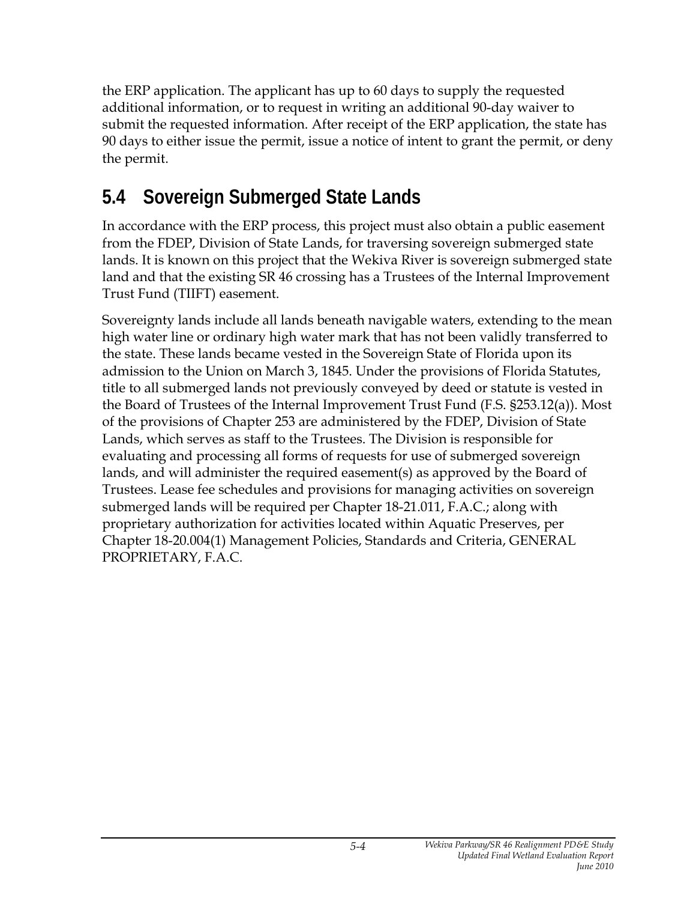the ERP application. The applicant has up to 60 days to supply the requested additional information, or to request in writing an additional 90-day waiver to submit the requested information. After receipt of the ERP application, the state has 90 days to either issue the permit, issue a notice of intent to grant the permit, or deny the permit.

## 5.4 Sovereign Submerged State Lands

In accordance with the ERP process, this project must also obtain a public easement from the FDEP, Division of State Lands, for traversing sovereign submerged state lands. It is known on this project that the Wekiva River is sovereign submerged state land and that the existing SR 46 crossing has a Trustees of the Internal Improvement Trust Fund (TIIFT) easement.

Sovereignty lands include all lands beneath navigable waters, extending to the mean high water line or ordinary high water mark that has not been validly transferred to the state. These lands became vested in the Sovereign State of Florida upon its admission to the Union on March 3, 1845. Under the provisions of Florida Statutes, title to all submerged lands not previously conveyed by deed or statute is vested in the Board of Trustees of the Internal Improvement Trust Fund (F.S. §253.12(a)). Most of the provisions of Chapter 253 are administered by the FDEP, Division of State Lands, which serves as staff to the Trustees. The Division is responsible for evaluating and processing all forms of requests for use of submerged sovereign lands, and will administer the required easement(s) as approved by the Board of Trustees. Lease fee schedules and provisions for managing activities on sovereign submerged lands will be required per Chapter 18-21.011, F.A.C.; along with proprietary authorization for activities located within Aquatic Preserves, per Chapter 18-20.004(1) Management Policies, Standards and Criteria, GENERAL PROPRIETARY, F.A.C.